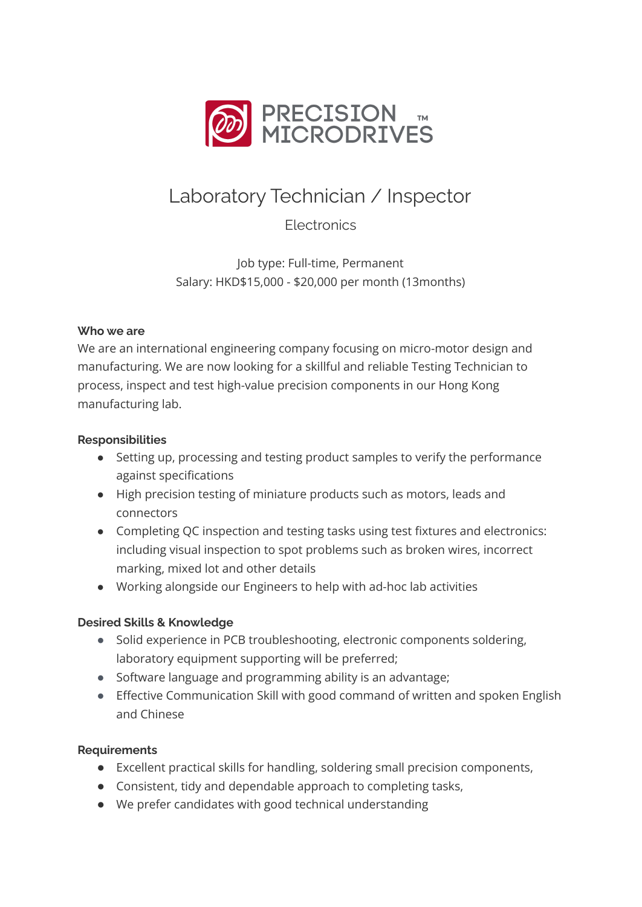PRECISION MICRODRIVES™

# Laboratory Technician / Inspector

Electronics

Job type: Full-time, Permanent
Salary: HKD$15,000 - $20,000 per month (13months)

**Who we are**

We are an international engineering company focusing on micro-motor design and manufacturing. We are now looking for a skillful and reliable Testing Technician to process, inspect and test high-value precision components in our Hong Kong manufacturing lab.

**Responsibilities**

- Setting up, processing and testing product samples to verify the performance against specifications
- High precision testing of miniature products such as motors, leads and connectors
- Completing QC inspection and testing tasks using test fixtures and electronics: including visual inspection to spot problems such as broken wires, incorrect marking, mixed lot and other details
- Working alongside our Engineers to help with ad-hoc lab activities

**Desired Skills & Knowledge**

- Solid experience in PCB troubleshooting, electronic components soldering, laboratory equipment supporting will be preferred;
- Software language and programming ability is an advantage;
- Effective Communication Skill with good command of written and spoken English and Chinese

**Requirements**

- Excellent practical skills for handling, soldering small precision components,
- Consistent, tidy and dependable approach to completing tasks,
- We prefer candidates with good technical understanding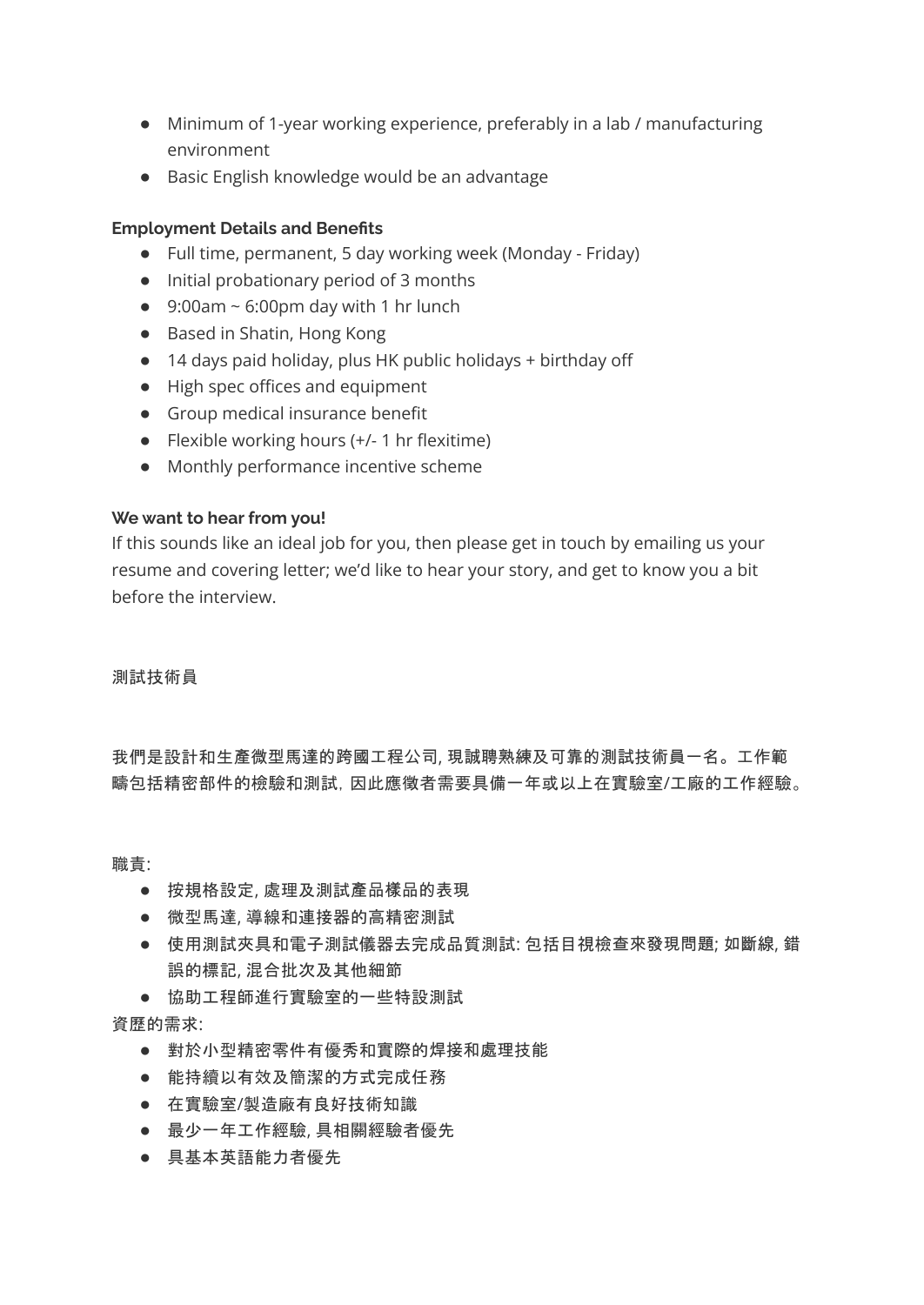- Minimum of 1-year working experience, preferably in a lab / manufacturing environment
- Basic English knowledge would be an advantage

**Employment Details and Benefits**

- Full time, permanent, 5 day working week (Monday - Friday)
- Initial probationary period of 3 months
- 9:00am ~ 6:00pm day with 1 hr lunch
- Based in Shatin, Hong Kong
- 14 days paid holiday, plus HK public holidays + birthday off
- High spec offices and equipment
- Group medical insurance benefit
- Flexible working hours (+/- 1 hr flexitime)
- Monthly performance incentive scheme

**We want to hear from you!**

If this sounds like an ideal job for you, then please get in touch by emailing us your resume and covering letter; we'd like to hear your story, and get to know you a bit before the interview.

測試技術員

我們是設計和生產微型馬達的跨國工程公司, 現誠聘熟練及可靠的測試技術員一名。工作範疇包括精密部件的檢驗和測試, 因此應徵者需要具備一年或以上在實驗室/工廠的工作經驗。

職責:

- 按規格設定, 處理及測試產品樣品的表現
- 微型馬達, 導線和連接器的高精密測試
- 使用測試夾具和電子測試儀器去完成品質測試: 包括目視檢查來發現問題; 如斷線, 錯誤的標記, 混合批次及其他細節
- 協助工程師進行實驗室的一些特設測試

資歷的需求:

- 對於小型精密零件有優秀和實際的焊接和處理技能
- 能持續以有效及簡潔的方式完成任務
- 在實驗室/製造廠有良好技術知識
- 最少一年工作經驗, 具相關經驗者優先
- 具基本英語能力者優先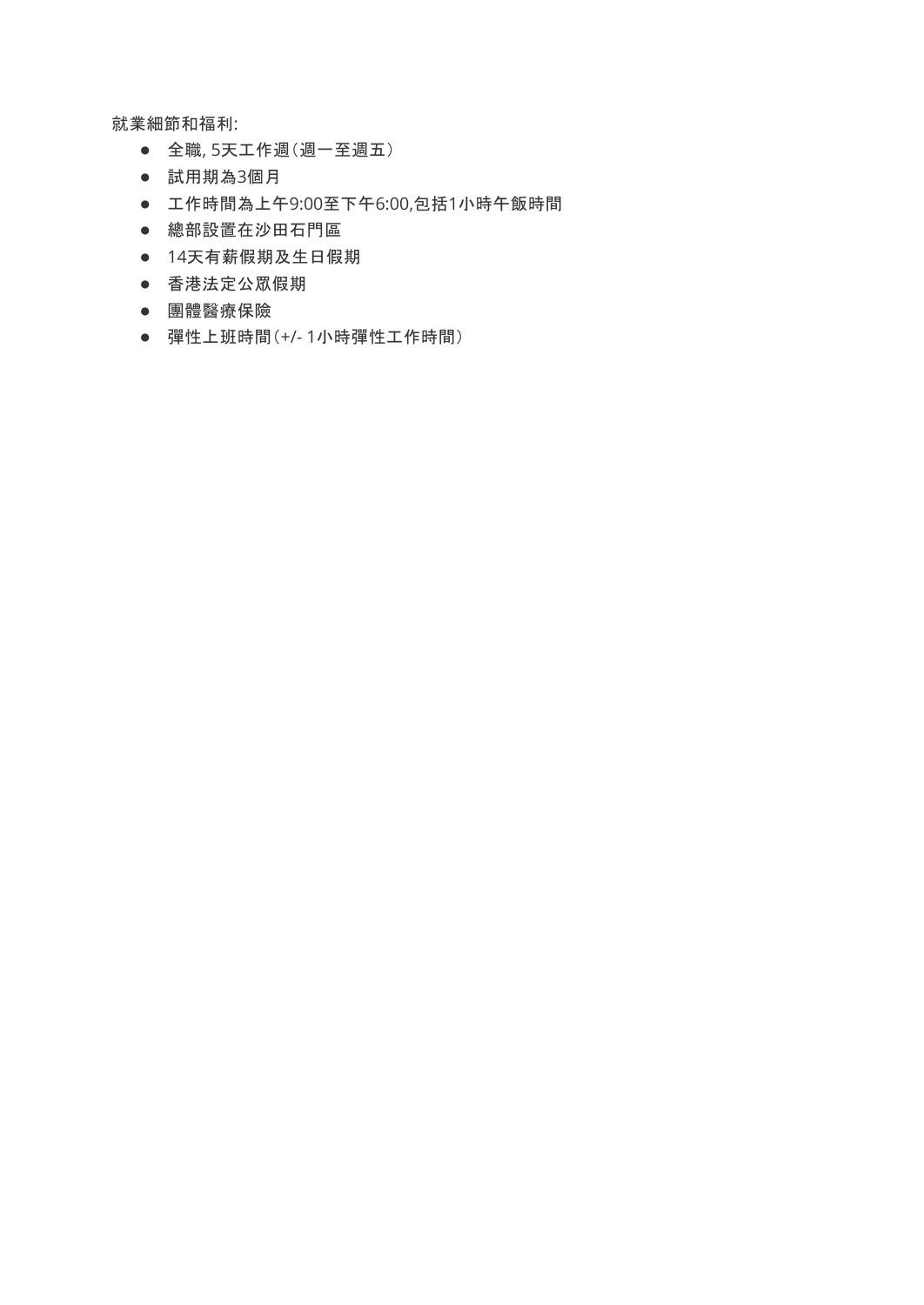就業細節和福利:

- 全職, 5天工作週（週一至週五）
- 試用期為3個月
- 工作時間為上午9:00至下午6:00,包括1小時午飯時間
- 總部設置在沙田石門區
- 14天有薪假期及生日假期
- 香港法定公眾假期
- 團體醫療保險
- 彈性上班時間（+/- 1小時彈性工作時間）